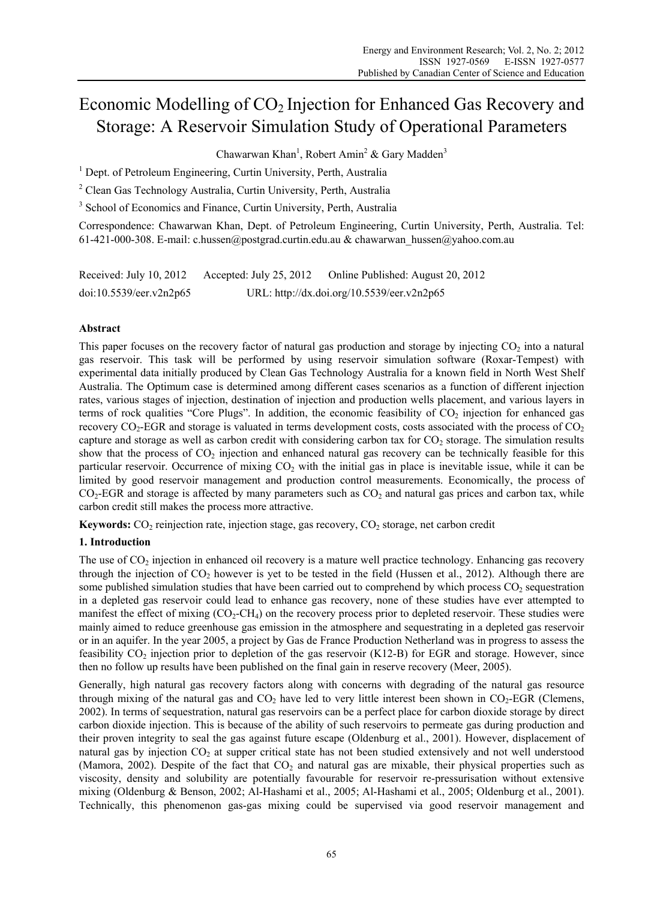# Economic Modelling of $CO_2$ Injection for Enhanced Gas Recovery and Storage: A Reservoir Simulation Study of Operational Parameters

Chawarwan Khan[1], Robert Amin[2] & Gary Madden[3]

[1] Dept. of Petroleum Engineering, Curtin University, Perth, Australia

[2] Clean Gas Technology Australia, Curtin University, Perth, Australia

[3] School of Economics and Finance, Curtin University, Perth, Australia

Correspondence: Chawarwan Khan, Dept. of Petroleum Engineering, Curtin University, Perth, Australia. Tel: 61-421-000-308. E-mail: c.hussen@postgrad.curtin.edu.au & chawarwan_hussen@yahoo.com.au

Received: July 10, 2012 Accepted: July 25, 2012 Online Published: August 20, 2012

doi:10.5539/eer.v2n2p65 URL: http://dx.doi.org/10.5539/eer.v2n2p65

## Abstract

This paper focuses on the recovery factor of natural gas production and storage by injecting $CO_2$ into a natural gas reservoir. This task will be performed by using reservoir simulation software (Roxar-Tempest) with experimental data initially produced by Clean Gas Technology Australia for a known field in North West Shelf Australia. The Optimum case is determined among different cases scenarios as a function of different injection rates, various stages of injection, destination of injection and production wells placement, and various layers in terms of rock qualities "Core Plugs". In addition, the economic feasibility of $CO_2$ injection for enhanced gas recovery $CO_2$-EGR and storage is valuated in terms development costs, costs associated with the process of $CO_2$ capture and storage as well as carbon credit with considering carbon tax for $CO_2$ storage. The simulation results show that the process of $CO_2$ injection and enhanced natural gas recovery can be technically feasible for this particular reservoir. Occurrence of mixing $CO_2$ with the initial gas in place is inevitable issue, while it can be limited by good reservoir management and production control measurements. Economically, the process of $CO_2$-EGR and storage is affected by many parameters such as $CO_2$ and natural gas prices and carbon tax, while carbon credit still makes the process more attractive.

**Keywords:** $CO_2$ reinjection rate, injection stage, gas recovery, $CO_2$ storage, net carbon credit

## 1. Introduction

The use of $CO_2$ injection in enhanced oil recovery is a mature well practice technology. Enhancing gas recovery through the injection of $CO_2$ however is yet to be tested in the field (Hussen et al., 2012). Although there are some published simulation studies that have been carried out to comprehend by which process $CO_2$ sequestration in a depleted gas reservoir could lead to enhance gas recovery, none of these studies have ever attempted to manifest the effect of mixing ($CO_2$-$CH_4$) on the recovery process prior to depleted reservoir. These studies were mainly aimed to reduce greenhouse gas emission in the atmosphere and sequestrating in a depleted gas reservoir or in an aquifer. In the year 2005, a project by Gas de France Production Netherland was in progress to assess the feasibility $CO_2$ injection prior to depletion of the gas reservoir (K12-B) for EGR and storage. However, since then no follow up results have been published on the final gain in reserve recovery (Meer, 2005).

Generally, high natural gas recovery factors along with concerns with degrading of the natural gas resource through mixing of the natural gas and $CO_2$ have led to very little interest been shown in $CO_2$-EGR (Clemens, 2002). In terms of sequestration, natural gas reservoirs can be a perfect place for carbon dioxide storage by direct carbon dioxide injection. This is because of the ability of such reservoirs to permeate gas during production and their proven integrity to seal the gas against future escape (Oldenburg et al., 2001). However, displacement of natural gas by injection $CO_2$ at supper critical state has not been studied extensively and not well understood (Mamora, 2002). Despite of the fact that $CO_2$ and natural gas are mixable, their physical properties such as viscosity, density and solubility are potentially favourable for reservoir re-pressurisation without extensive mixing (Oldenburg & Benson, 2002; Al-Hashami et al., 2005; Al-Hashami et al., 2005; Oldenburg et al., 2001). Technically, this phenomenon gas-gas mixing could be supervised via good reservoir management and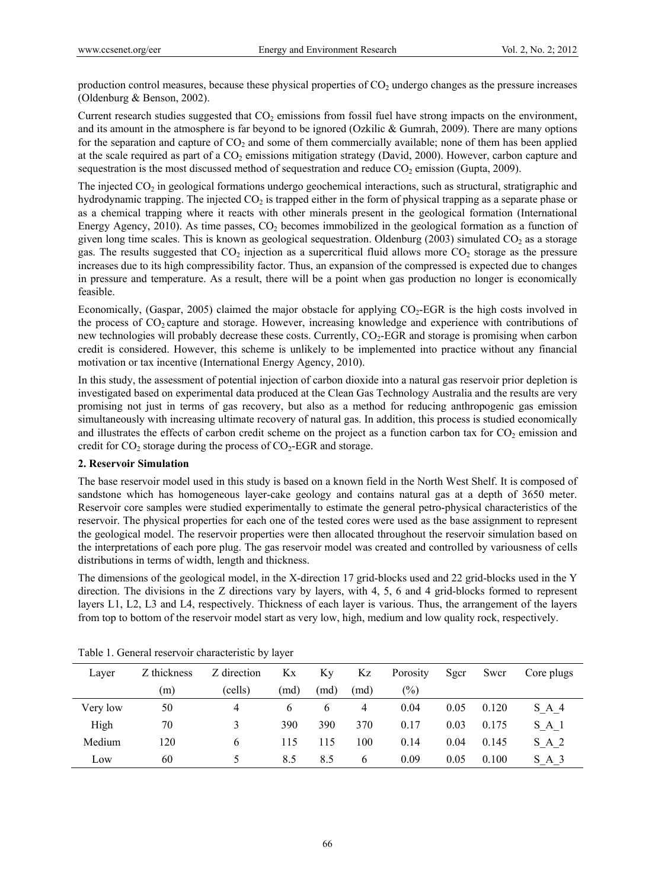production control measures, because these physical properties of $CO_2$ undergo changes as the pressure increases (Oldenburg & Benson, 2002).

Current research studies suggested that $CO_2$ emissions from fossil fuel have strong impacts on the environment, and its amount in the atmosphere is far beyond to be ignored (Ozkilic & Gumrah, 2009). There are many options for the separation and capture of $CO_2$ and some of them commercially available; none of them has been applied at the scale required as part of a $CO_2$ emissions mitigation strategy (David, 2000). However, carbon capture and sequestration is the most discussed method of sequestration and reduce $CO_2$ emission (Gupta, 2009).

The injected $CO_2$ in geological formations undergo geochemical interactions, such as structural, stratigraphic and hydrodynamic trapping. The injected $CO_2$ is trapped either in the form of physical trapping as a separate phase or as a chemical trapping where it reacts with other minerals present in the geological formation (International Energy Agency, 2010). As time passes, $CO_2$ becomes immobilized in the geological formation as a function of given long time scales. This is known as geological sequestration. Oldenburg (2003) simulated $CO_2$ as a storage gas. The results suggested that $CO_2$ injection as a supercritical fluid allows more $CO_2$ storage as the pressure increases due to its high compressibility factor. Thus, an expansion of the compressed is expected due to changes in pressure and temperature. As a result, there will be a point when gas production no longer is economically feasible.

Economically, (Gaspar, 2005) claimed the major obstacle for applying $CO_2$-EGR is the high costs involved in the process of $CO_2$ capture and storage. However, increasing knowledge and experience with contributions of new technologies will probably decrease these costs. Currently, $CO_2$-EGR and storage is promising when carbon credit is considered. However, this scheme is unlikely to be implemented into practice without any financial motivation or tax incentive (International Energy Agency, 2010).

In this study, the assessment of potential injection of carbon dioxide into a natural gas reservoir prior depletion is investigated based on experimental data produced at the Clean Gas Technology Australia and the results are very promising not just in terms of gas recovery, but also as a method for reducing anthropogenic gas emission simultaneously with increasing ultimate recovery of natural gas. In addition, this process is studied economically and illustrates the effects of carbon credit scheme on the project as a function carbon tax for $CO_2$ emission and credit for $CO_2$ storage during the process of $CO_2$-EGR and storage.

## 2. Reservoir Simulation

The base reservoir model used in this study is based on a known field in the North West Shelf. It is composed of sandstone which has homogeneous layer-cake geology and contains natural gas at a depth of 3650 meter. Reservoir core samples were studied experimentally to estimate the general petro-physical characteristics of the reservoir. The physical properties for each one of the tested cores were used as the base assignment to represent the geological model. The reservoir properties were then allocated throughout the reservoir simulation based on the interpretations of each pore plug. The gas reservoir model was created and controlled by variousness of cells distributions in terms of width, length and thickness.

The dimensions of the geological model, in the X-direction 17 grid-blocks used and 22 grid-blocks used in the Y direction. The divisions in the Z directions vary by layers, with 4, 5, 6 and 4 grid-blocks formed to represent layers L1, L2, L3 and L4, respectively. Thickness of each layer is various. Thus, the arrangement of the layers from top to bottom of the reservoir model start as very low, high, medium and low quality rock, respectively.

Table 1. General reservoir characteristic by layer

| Layer | Z thickness (m) | Z direction (cells) | Kx (md) | Ky (md) | Kz (md) | Porosity (%) | Sgcr | Swcr | Core plugs |
|---|---|---|---|---|---|---|---|---|---|
| Very low | 50 | 4 | 6 | 6 | 4 | 0.04 | 0.05 | 0.120 | S_A_4 |
| High | 70 | 3 | 390 | 390 | 370 | 0.17 | 0.03 | 0.175 | S_A_1 |
| Medium | 120 | 6 | 115 | 115 | 100 | 0.14 | 0.04 | 0.145 | S_A_2 |
| Low | 60 | 5 | 8.5 | 8.5 | 6 | 0.09 | 0.05 | 0.100 | S_A_3 |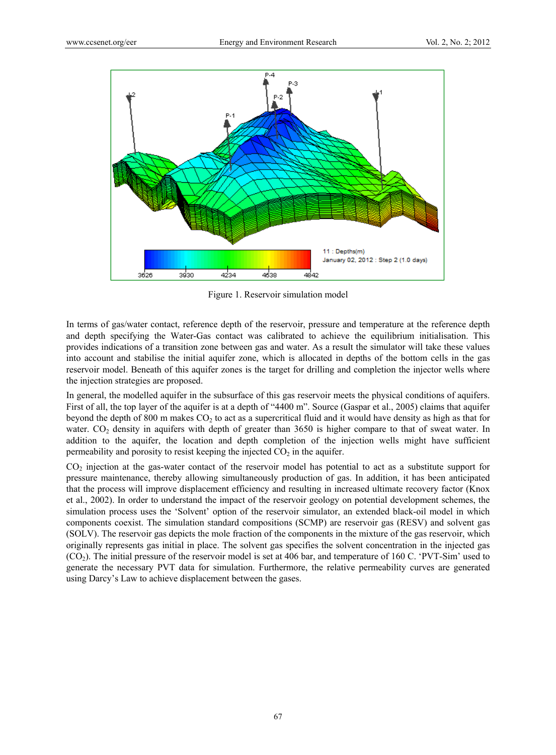Figure 1. Reservoir simulation model

In terms of gas/water contact, reference depth of the reservoir, pressure and temperature at the reference depth and depth specifying the Water-Gas contact was calibrated to achieve the equilibrium initialisation. This provides indications of a transition zone between gas and water. As a result the simulator will take these values into account and stabilise the initial aquifer zone, which is allocated in depths of the bottom cells in the gas reservoir model. Beneath of this aquifer zones is the target for drilling and completion the injector wells where the injection strategies are proposed.

In general, the modelled aquifer in the subsurface of this gas reservoir meets the physical conditions of aquifers. First of all, the top layer of the aquifer is at a depth of "4400 m". Source (Gaspar et al., 2005) claims that aquifer beyond the depth of 800 m makes $CO_2$ to act as a supercritical fluid and it would have density as high as that for water. $CO_2$ density in aquifers with depth of greater than 3650 is higher compare to that of sweat water. In addition to the aquifer, the location and depth completion of the injection wells might have sufficient permeability and porosity to resist keeping the injected $CO_2$ in the aquifer.

$CO_2$ injection at the gas-water contact of the reservoir model has potential to act as a substitute support for pressure maintenance, thereby allowing simultaneously production of gas. In addition, it has been anticipated that the process will improve displacement efficiency and resulting in increased ultimate recovery factor (Knox et al., 2002). In order to understand the impact of the reservoir geology on potential development schemes, the simulation process uses the 'Solvent' option of the reservoir simulator, an extended black-oil model in which components coexist. The simulation standard compositions (SCMP) are reservoir gas (RESV) and solvent gas (SOLV). The reservoir gas depicts the mole fraction of the components in the mixture of the gas reservoir, which originally represents gas initial in place. The solvent gas specifies the solvent concentration in the injected gas ($CO_2$). The initial pressure of the reservoir model is set at 406 bar, and temperature of 160 C. 'PVT-Sim' used to generate the necessary PVT data for simulation. Furthermore, the relative permeability curves are generated using Darcy's Law to achieve displacement between the gases.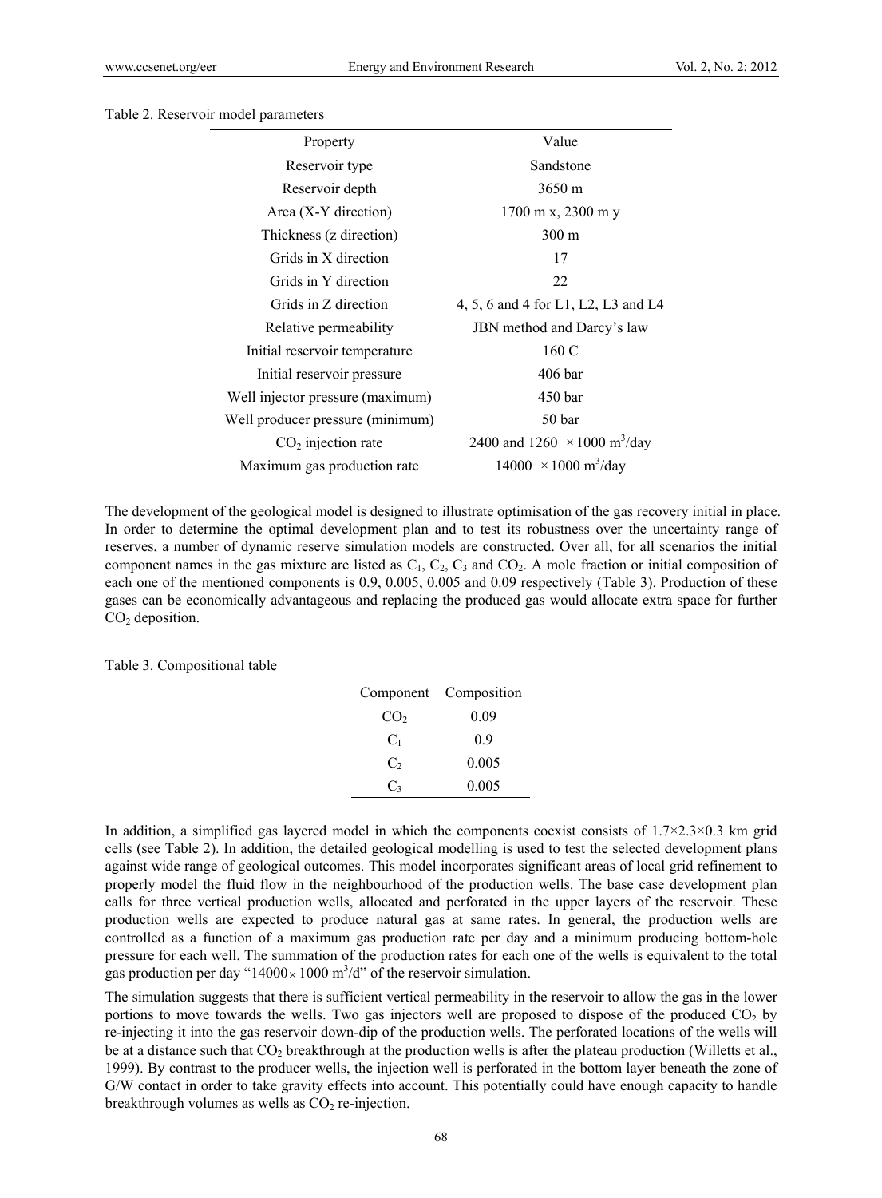Table 2. Reservoir model parameters

| Property | Value |
|---|---|
| Reservoir type | Sandstone |
| Reservoir depth | 3650 m |
| Area (X-Y direction) | 1700 m x, 2300 m y |
| Thickness (z direction) | 300 m |
| Grids in X direction | 17 |
| Grids in Y direction | 22 |
| Grids in Z direction | 4, 5, 6 and 4 for L1, L2, L3 and L4 |
| Relative permeability | JBN method and Darcy's law |
| Initial reservoir temperature | 160 C |
| Initial reservoir pressure | 406 bar |
| Well injector pressure (maximum) | 450 bar |
| Well producer pressure (minimum) | 50 bar |
| $CO_2$ injection rate | 2400 and 1260 $\times 1000$ $m^3$/day |
| Maximum gas production rate | 14000 $\times 1000$ $m^3$/day |

The development of the geological model is designed to illustrate optimisation of the gas recovery initial in place. In order to determine the optimal development plan and to test its robustness over the uncertainty range of reserves, a number of dynamic reserve simulation models are constructed. Over all, for all scenarios the initial component names in the gas mixture are listed as $C_1$, $C_2$, $C_3$ and $CO_2$. A mole fraction or initial composition of each one of the mentioned components is 0.9, 0.005, 0.005 and 0.09 respectively (Table 3). Production of these gases can be economically advantageous and replacing the produced gas would allocate extra space for further $CO_2$ deposition.

Table 3. Compositional table

| Component | Composition |
|---|---|
| $CO_2$ | 0.09 |
| $C_1$ | 0.9 |
| $C_2$ | 0.005 |
| $C_3$ | 0.005 |

In addition, a simplified gas layered model in which the components coexist consists of $1.7 \times 2.3 \times 0.3$ km grid cells (see Table 2). In addition, the detailed geological modelling is used to test the selected development plans against wide range of geological outcomes. This model incorporates significant areas of local grid refinement to properly model the fluid flow in the neighbourhood of the production wells. The base case development plan calls for three vertical production wells, allocated and perforated in the upper layers of the reservoir. These production wells are expected to produce natural gas at same rates. In general, the production wells are controlled as a function of a maximum gas production rate per day and a minimum producing bottom-hole pressure for each well. The summation of the production rates for each one of the wells is equivalent to the total gas production per day "$14000 \times 1000$ $m^3$/d" of the reservoir simulation.

The simulation suggests that there is sufficient vertical permeability in the reservoir to allow the gas in the lower portions to move towards the wells. Two gas injectors well are proposed to dispose of the produced $CO_2$ by re-injecting it into the gas reservoir down-dip of the production wells. The perforated locations of the wells will be at a distance such that $CO_2$ breakthrough at the production wells is after the plateau production (Willetts et al., 1999). By contrast to the producer wells, the injection well is perforated in the bottom layer beneath the zone of G/W contact in order to take gravity effects into account. This potentially could have enough capacity to handle breakthrough volumes as wells as $CO_2$ re-injection.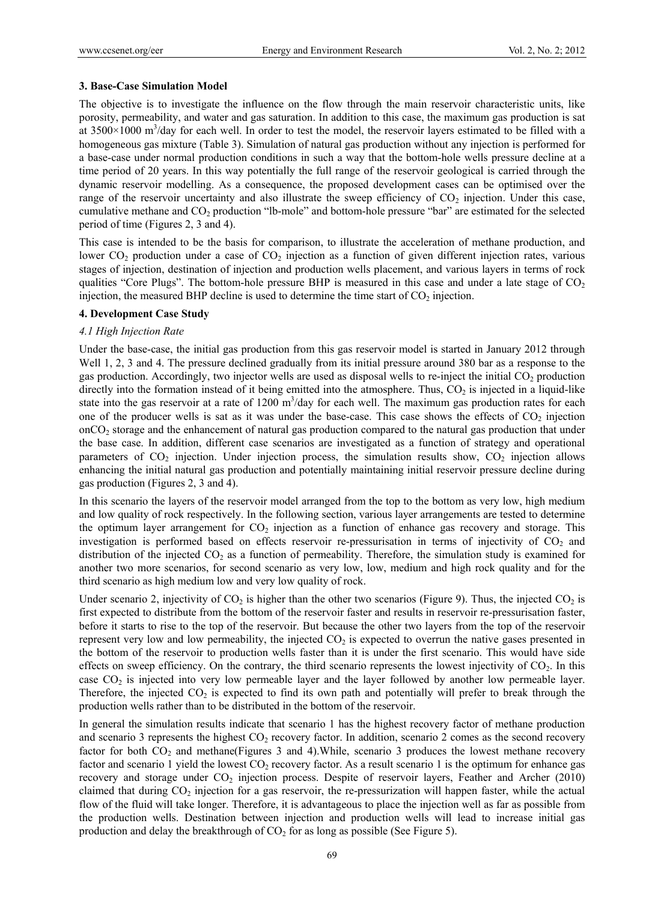### 3. Base-Case Simulation Model

The objective is to investigate the influence on the flow through the main reservoir characteristic units, like porosity, permeability, and water and gas saturation. In addition to this case, the maximum gas production is sat at 3500×1000 $m^3$/day for each well. In order to test the model, the reservoir layers estimated to be filled with a homogeneous gas mixture (Table 3). Simulation of natural gas production without any injection is performed for a base-case under normal production conditions in such a way that the bottom-hole wells pressure decline at a time period of 20 years. In this way potentially the full range of the reservoir geological is carried through the dynamic reservoir modelling. As a consequence, the proposed development cases can be optimised over the range of the reservoir uncertainty and also illustrate the sweep efficiency of $CO_2$ injection. Under this case, cumulative methane and $CO_2$ production "lb-mole" and bottom-hole pressure "bar" are estimated for the selected period of time (Figures 2, 3 and 4).

This case is intended to be the basis for comparison, to illustrate the acceleration of methane production, and lower $CO_2$ production under a case of $CO_2$ injection as a function of given different injection rates, various stages of injection, destination of injection and production wells placement, and various layers in terms of rock qualities "Core Plugs". The bottom-hole pressure BHP is measured in this case and under a late stage of $CO_2$ injection, the measured BHP decline is used to determine the time start of $CO_2$ injection.

### 4. Development Case Study

#### *4.1 High Injection Rate*

Under the base-case, the initial gas production from this gas reservoir model is started in January 2012 through Well 1, 2, 3 and 4. The pressure declined gradually from its initial pressure around 380 bar as a response to the gas production. Accordingly, two injector wells are used as disposal wells to re-inject the initial $CO_2$ production directly into the formation instead of it being emitted into the atmosphere. Thus, $CO_2$ is injected in a liquid-like state into the gas reservoir at a rate of 1200 $m^3$/day for each well. The maximum gas production rates for each one of the producer wells is sat as it was under the base-case. This case shows the effects of $CO_2$ injection on$CO_2$ storage and the enhancement of natural gas production compared to the natural gas production that under the base case. In addition, different case scenarios are investigated as a function of strategy and operational parameters of $CO_2$ injection. Under injection process, the simulation results show, $CO_2$ injection allows enhancing the initial natural gas production and potentially maintaining initial reservoir pressure decline during gas production (Figures 2, 3 and 4).

In this scenario the layers of the reservoir model arranged from the top to the bottom as very low, high medium and low quality of rock respectively. In the following section, various layer arrangements are tested to determine the optimum layer arrangement for $CO_2$ injection as a function of enhance gas recovery and storage. This investigation is performed based on effects reservoir re-pressurisation in terms of injectivity of $CO_2$ and distribution of the injected $CO_2$ as a function of permeability. Therefore, the simulation study is examined for another two more scenarios, for second scenario as very low, low, medium and high rock quality and for the third scenario as high medium low and very low quality of rock.

Under scenario 2, injectivity of $CO_2$ is higher than the other two scenarios (Figure 9). Thus, the injected $CO_2$ is first expected to distribute from the bottom of the reservoir faster and results in reservoir re-pressurisation faster, before it starts to rise to the top of the reservoir. But because the other two layers from the top of the reservoir represent very low and low permeability, the injected $CO_2$ is expected to overrun the native gases presented in the bottom of the reservoir to production wells faster than it is under the first scenario. This would have side effects on sweep efficiency. On the contrary, the third scenario represents the lowest injectivity of $CO_2$. In this case $CO_2$ is injected into very low permeable layer and the layer followed by another low permeable layer. Therefore, the injected $CO_2$ is expected to find its own path and potentially will prefer to break through the production wells rather than to be distributed in the bottom of the reservoir.

In general the simulation results indicate that scenario 1 has the highest recovery factor of methane production and scenario 3 represents the highest $CO_2$ recovery factor. In addition, scenario 2 comes as the second recovery factor for both $CO_2$ and methane(Figures 3 and 4).While, scenario 3 produces the lowest methane recovery factor and scenario 1 yield the lowest $CO_2$ recovery factor. As a result scenario 1 is the optimum for enhance gas recovery and storage under $CO_2$ injection process. Despite of reservoir layers, Feather and Archer (2010) claimed that during $CO_2$ injection for a gas reservoir, the re-pressurization will happen faster, while the actual flow of the fluid will take longer. Therefore, it is advantageous to place the injection well as far as possible from the production wells. Destination between injection and production wells will lead to increase initial gas production and delay the breakthrough of $CO_2$ for as long as possible (See Figure 5).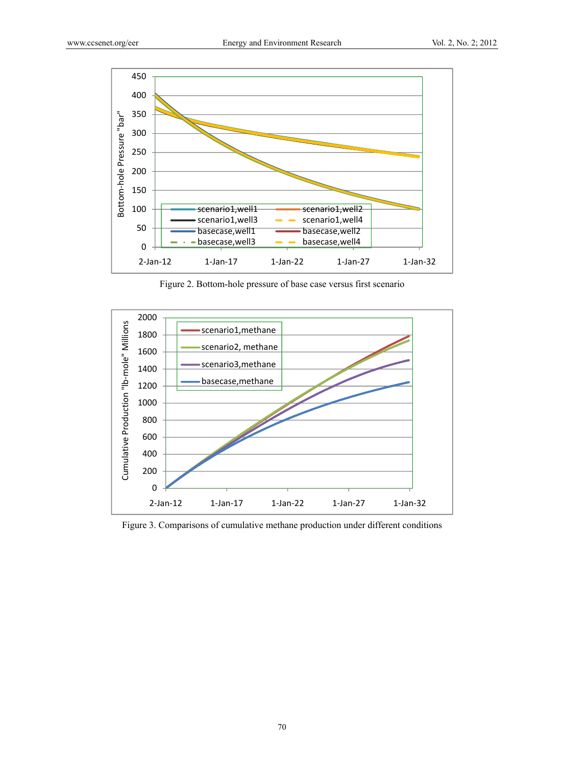Figure 2. Bottom-hole pressure of base case versus first scenario

Figure 3. Comparisons of cumulative methane production under different conditions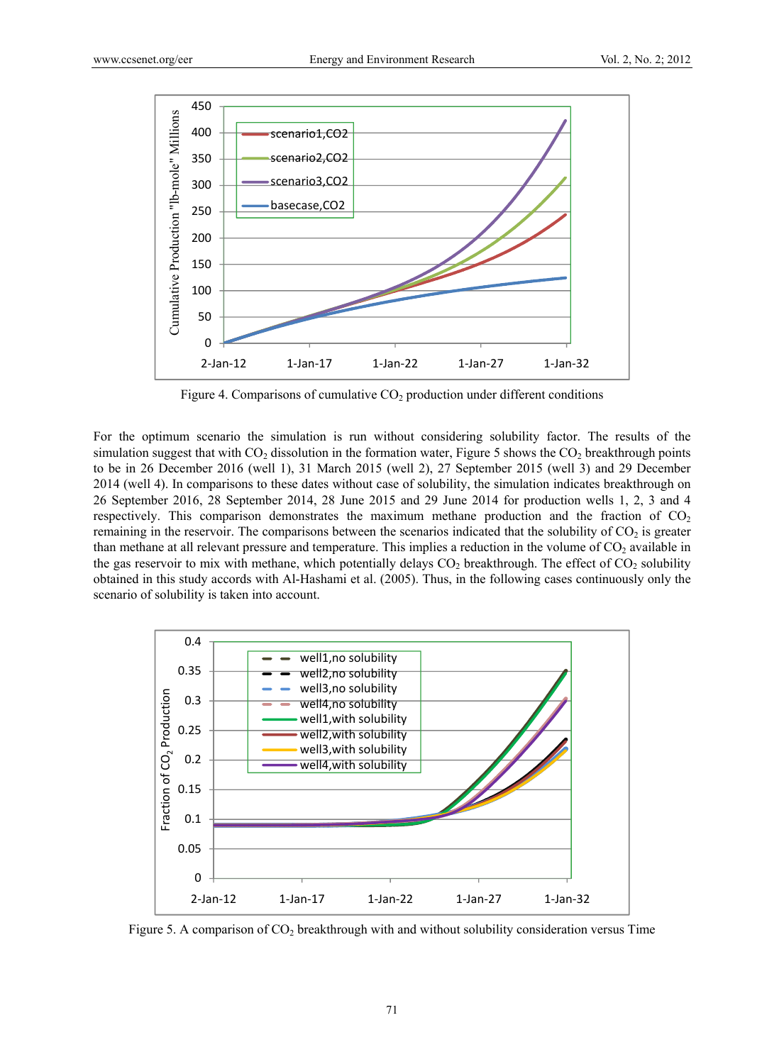Figure 4. Comparisons of cumulative $CO_2$ production under different conditions

For the optimum scenario the simulation is run without considering solubility factor. The results of the simulation suggest that with $CO_2$ dissolution in the formation water, Figure 5 shows the $CO_2$ breakthrough points to be in 26 December 2016 (well 1), 31 March 2015 (well 2), 27 September 2015 (well 3) and 29 December 2014 (well 4). In comparisons to these dates without case of solubility, the simulation indicates breakthrough on 26 September 2016, 28 September 2014, 28 June 2015 and 29 June 2014 for production wells 1, 2, 3 and 4 respectively. This comparison demonstrates the maximum methane production and the fraction of $CO_2$ remaining in the reservoir. The comparisons between the scenarios indicated that the solubility of $CO_2$ is greater than methane at all relevant pressure and temperature. This implies a reduction in the volume of $CO_2$ available in the gas reservoir to mix with methane, which potentially delays $CO_2$ breakthrough. The effect of $CO_2$ solubility obtained in this study accords with Al-Hashami et al. (2005). Thus, in the following cases continuously only the scenario of solubility is taken into account.

Figure 5. A comparison of $CO_2$ breakthrough with and without solubility consideration versus Time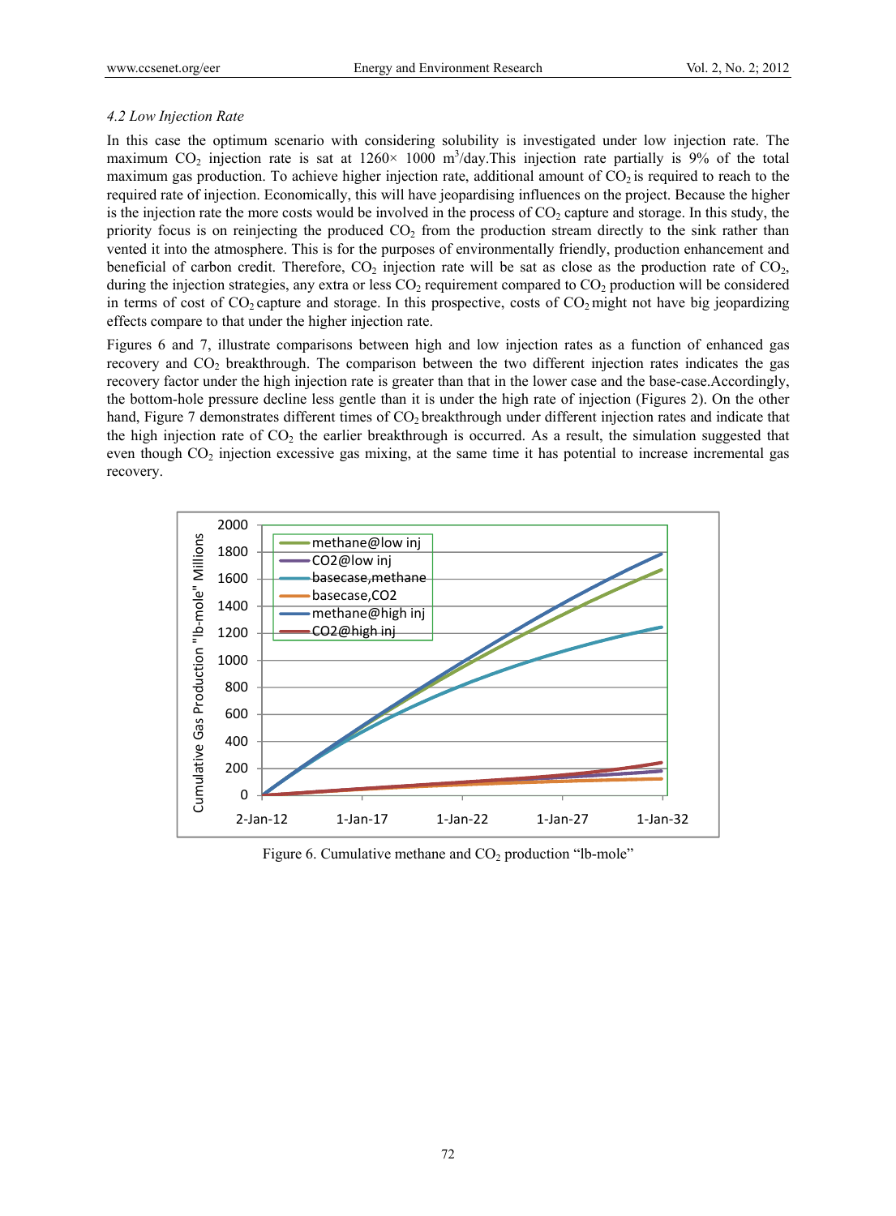*4.2 Low Injection Rate*

In this case the optimum scenario with considering solubility is investigated under low injection rate. The maximum $CO_2$ injection rate is sat at 1260× 1000 $m^3$/day.This injection rate partially is 9% of the total maximum gas production. To achieve higher injection rate, additional amount of $CO_2$ is required to reach to the required rate of injection. Economically, this will have jeopardising influences on the project. Because the higher is the injection rate the more costs would be involved in the process of $CO_2$ capture and storage. In this study, the priority focus is on reinjecting the produced $CO_2$ from the production stream directly to the sink rather than vented it into the atmosphere. This is for the purposes of environmentally friendly, production enhancement and beneficial of carbon credit. Therefore, $CO_2$ injection rate will be sat as close as the production rate of $CO_2$, during the injection strategies, any extra or less $CO_2$ requirement compared to $CO_2$ production will be considered in terms of cost of $CO_2$ capture and storage. In this prospective, costs of $CO_2$ might not have big jeopardizing effects compare to that under the higher injection rate.

Figures 6 and 7, illustrate comparisons between high and low injection rates as a function of enhanced gas recovery and $CO_2$ breakthrough. The comparison between the two different injection rates indicates the gas recovery factor under the high injection rate is greater than that in the lower case and the base-case.Accordingly, the bottom-hole pressure decline less gentle than it is under the high rate of injection (Figures 2). On the other hand, Figure 7 demonstrates different times of $CO_2$ breakthrough under different injection rates and indicate that the high injection rate of $CO_2$ the earlier breakthrough is occurred. As a result, the simulation suggested that even though $CO_2$ injection excessive gas mixing, at the same time it has potential to increase incremental gas recovery.

Figure 6. Cumulative methane and $CO_2$ production "lb-mole"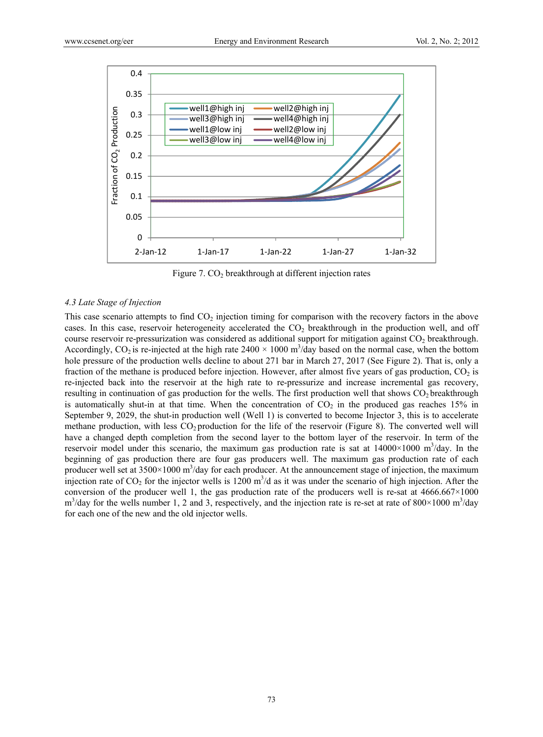Figure 7. $CO_2$ breakthrough at different injection rates

### *4.3 Late Stage of Injection*

This case scenario attempts to find $CO_2$ injection timing for comparison with the recovery factors in the above cases. In this case, reservoir heterogeneity accelerated the $CO_2$ breakthrough in the production well, and off course reservoir re-pressurization was considered as additional support for mitigation against $CO_2$ breakthrough. Accordingly, $CO_2$ is re-injected at the high rate $2400 \times 1000$ $m^3$/day based on the normal case, when the bottom hole pressure of the production wells decline to about 271 bar in March 27, 2017 (See Figure 2). That is, only a fraction of the methane is produced before injection. However, after almost five years of gas production, $CO_2$ is re-injected back into the reservoir at the high rate to re-pressurize and increase incremental gas recovery, resulting in continuation of gas production for the wells. The first production well that shows $CO_2$ breakthrough is automatically shut-in at that time. When the concentration of $CO_2$ in the produced gas reaches 15% in September 9, 2029, the shut-in production well (Well 1) is converted to become Injector 3, this is to accelerate methane production, with less $CO_2$ production for the life of the reservoir (Figure 8). The converted well will have a changed depth completion from the second layer to the bottom layer of the reservoir. In term of the reservoir model under this scenario, the maximum gas production rate is sat at $14000\times1000$ $m^3$/day. In the beginning of gas production there are four gas producers well. The maximum gas production rate of each producer well set at $3500\times1000$ $m^3$/day for each producer. At the announcement stage of injection, the maximum injection rate of $CO_2$ for the injector wells is 1200 $m^3$/d as it was under the scenario of high injection. After the conversion of the producer well 1, the gas production rate of the producers well is re-sat at $4666.667\times1000$ $m^3$/day for the wells number 1, 2 and 3, respectively, and the injection rate is re-set at rate of $800\times1000$ $m^3$/day for each one of the new and the old injector wells.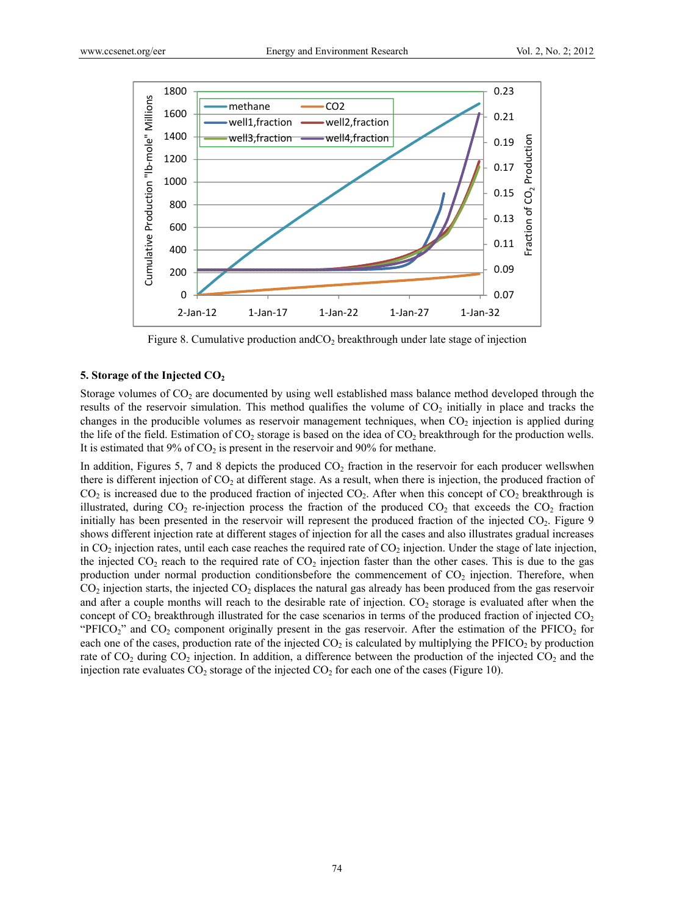Figure 8. Cumulative production and $CO_2$ breakthrough under late stage of injection

## 5. Storage of the Injected $CO_2$

Storage volumes of $CO_2$ are documented by using well established mass balance method developed through the results of the reservoir simulation. This method qualifies the volume of $CO_2$ initially in place and tracks the changes in the producible volumes as reservoir management techniques, when $CO_2$ injection is applied during the life of the field. Estimation of $CO_2$ storage is based on the idea of $CO_2$ breakthrough for the production wells. It is estimated that 9% of $CO_2$ is present in the reservoir and 90% for methane.

In addition, Figures 5, 7 and 8 depicts the produced $CO_2$ fraction in the reservoir for each producer wellswhen there is different injection of $CO_2$ at different stage. As a result, when there is injection, the produced fraction of $CO_2$ is increased due to the produced fraction of injected $CO_2$. After when this concept of $CO_2$ breakthrough is illustrated, during $CO_2$ re-injection process the fraction of the produced $CO_2$ that exceeds the $CO_2$ fraction initially has been presented in the reservoir will represent the produced fraction of the injected $CO_2$. Figure 9 shows different injection rate at different stages of injection for all the cases and also illustrates gradual increases in $CO_2$ injection rates, until each case reaches the required rate of $CO_2$ injection. Under the stage of late injection, the injected $CO_2$ reach to the required rate of $CO_2$ injection faster than the other cases. This is due to the gas production under normal production conditionsbefore the commencement of $CO_2$ injection. Therefore, when $CO_2$ injection starts, the injected $CO_2$ displaces the natural gas already has been produced from the gas reservoir and after a couple months will reach to the desirable rate of injection. $CO_2$ storage is evaluated after when the concept of $CO_2$ breakthrough illustrated for the case scenarios in terms of the produced fraction of injected $CO_2$ "PFI$CO_2$" and $CO_2$ component originally present in the gas reservoir. After the estimation of the PFI$CO_2$ for each one of the cases, production rate of the injected $CO_2$ is calculated by multiplying the PFI$CO_2$ by production rate of $CO_2$ during $CO_2$ injection. In addition, a difference between the production of the injected $CO_2$ and the injection rate evaluates $CO_2$ storage of the injected $CO_2$ for each one of the cases (Figure 10).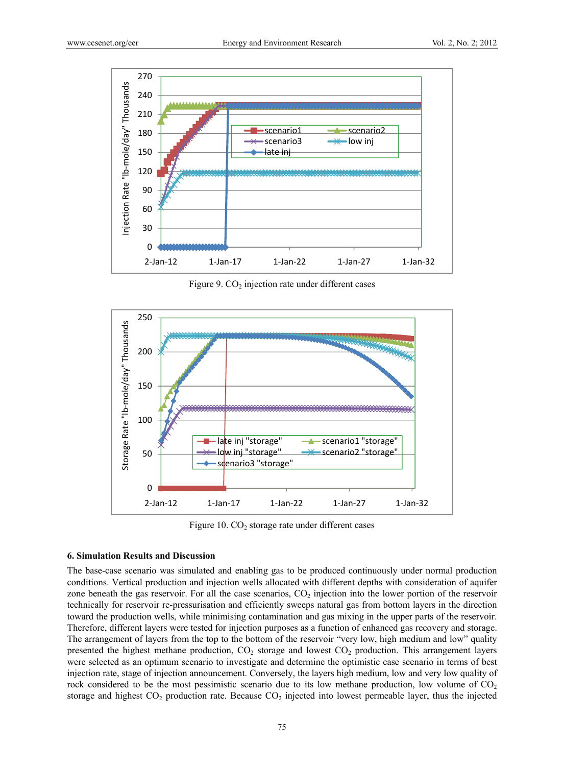Figure 9. $CO_2$ injection rate under different cases

Figure 10. $CO_2$ storage rate under different cases

### 6. Simulation Results and Discussion

The base-case scenario was simulated and enabling gas to be produced continuously under normal production conditions. Vertical production and injection wells allocated with different depths with consideration of aquifer zone beneath the gas reservoir. For all the case scenarios, $CO_2$ injection into the lower portion of the reservoir technically for reservoir re-pressurisation and efficiently sweeps natural gas from bottom layers in the direction toward the production wells, while minimising contamination and gas mixing in the upper parts of the reservoir. Therefore, different layers were tested for injection purposes as a function of enhanced gas recovery and storage. The arrangement of layers from the top to the bottom of the reservoir "very low, high medium and low" quality presented the highest methane production, $CO_2$ storage and lowest $CO_2$ production. This arrangement layers were selected as an optimum scenario to investigate and determine the optimistic case scenario in terms of best injection rate, stage of injection announcement. Conversely, the layers high medium, low and very low quality of rock considered to be the most pessimistic scenario due to its low methane production, low volume of $CO_2$ storage and highest $CO_2$ production rate. Because $CO_2$ injected into lowest permeable layer, thus the injected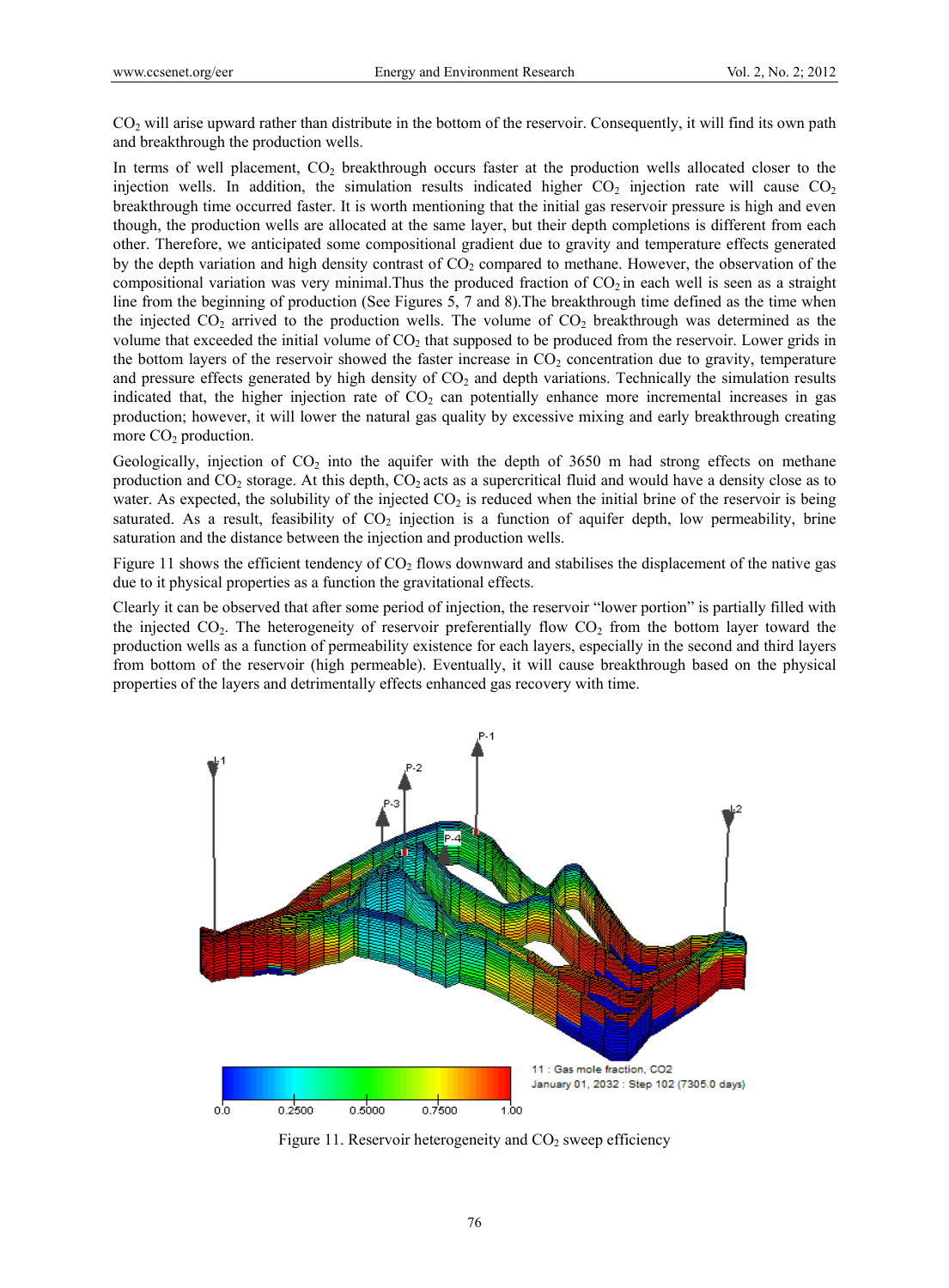$CO_2$ will arise upward rather than distribute in the bottom of the reservoir. Consequently, it will find its own path and breakthrough the production wells.

In terms of well placement, $CO_2$ breakthrough occurs faster at the production wells allocated closer to the injection wells. In addition, the simulation results indicated higher $CO_2$ injection rate will cause $CO_2$ breakthrough time occurred faster. It is worth mentioning that the initial gas reservoir pressure is high and even though, the production wells are allocated at the same layer, but their depth completions is different from each other. Therefore, we anticipated some compositional gradient due to gravity and temperature effects generated by the depth variation and high density contrast of $CO_2$ compared to methane. However, the observation of the compositional variation was very minimal.Thus the produced fraction of $CO_2$ in each well is seen as a straight line from the beginning of production (See Figures 5, 7 and 8).The breakthrough time defined as the time when the injected $CO_2$ arrived to the production wells. The volume of $CO_2$ breakthrough was determined as the volume that exceeded the initial volume of $CO_2$ that supposed to be produced from the reservoir. Lower grids in the bottom layers of the reservoir showed the faster increase in $CO_2$ concentration due to gravity, temperature and pressure effects generated by high density of $CO_2$ and depth variations. Technically the simulation results indicated that, the higher injection rate of $CO_2$ can potentially enhance more incremental increases in gas production; however, it will lower the natural gas quality by excessive mixing and early breakthrough creating more $CO_2$ production.

Geologically, injection of $CO_2$ into the aquifer with the depth of 3650 m had strong effects on methane production and $CO_2$ storage. At this depth, $CO_2$ acts as a supercritical fluid and would have a density close as to water. As expected, the solubility of the injected $CO_2$ is reduced when the initial brine of the reservoir is being saturated. As a result, feasibility of $CO_2$ injection is a function of aquifer depth, low permeability, brine saturation and the distance between the injection and production wells.

Figure 11 shows the efficient tendency of $CO_2$ flows downward and stabilises the displacement of the native gas due to it physical properties as a function the gravitational effects.

Clearly it can be observed that after some period of injection, the reservoir "lower portion" is partially filled with the injected $CO_2$. The heterogeneity of reservoir preferentially flow $CO_2$ from the bottom layer toward the production wells as a function of permeability existence for each layers, especially in the second and third layers from bottom of the reservoir (high permeable). Eventually, it will cause breakthrough based on the physical properties of the layers and detrimentally effects enhanced gas recovery with time.

Figure 11. Reservoir heterogeneity and $CO_2$ sweep efficiency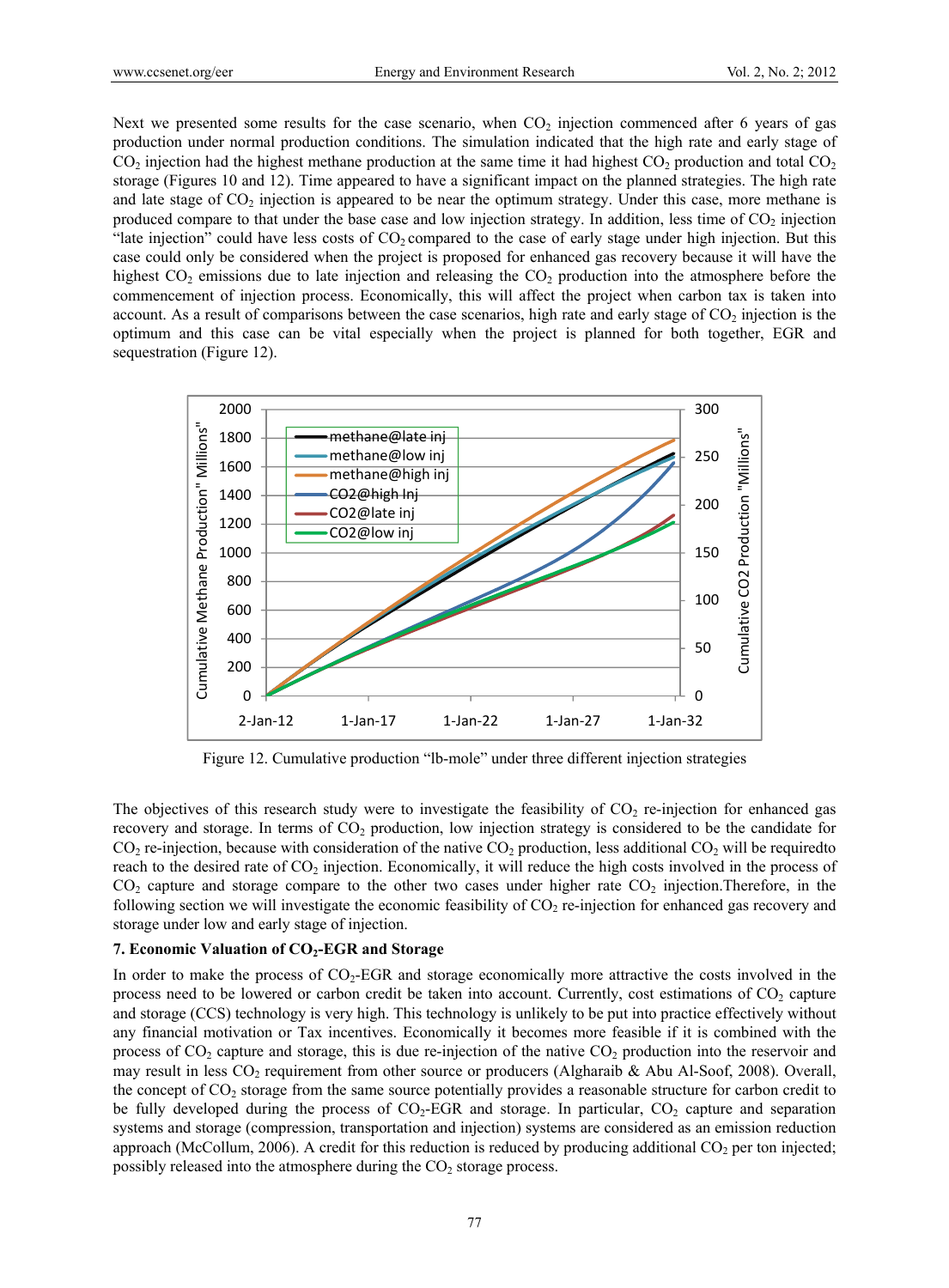Next we presented some results for the case scenario, when $CO_2$ injection commenced after 6 years of gas production under normal production conditions. The simulation indicated that the high rate and early stage of $CO_2$ injection had the highest methane production at the same time it had highest $CO_2$ production and total $CO_2$ storage (Figures 10 and 12). Time appeared to have a significant impact on the planned strategies. The high rate and late stage of $CO_2$ injection is appeared to be near the optimum strategy. Under this case, more methane is produced compare to that under the base case and low injection strategy. In addition, less time of $CO_2$ injection "late injection" could have less costs of $CO_2$ compared to the case of early stage under high injection. But this case could only be considered when the project is proposed for enhanced gas recovery because it will have the highest $CO_2$ emissions due to late injection and releasing the $CO_2$ production into the atmosphere before the commencement of injection process. Economically, this will affect the project when carbon tax is taken into account. As a result of comparisons between the case scenarios, high rate and early stage of $CO_2$ injection is the optimum and this case can be vital especially when the project is planned for both together, EGR and sequestration (Figure 12).

Figure 12. Cumulative production "lb-mole" under three different injection strategies

The objectives of this research study were to investigate the feasibility of $CO_2$ re-injection for enhanced gas recovery and storage. In terms of $CO_2$ production, low injection strategy is considered to be the candidate for $CO_2$ re-injection, because with consideration of the native $CO_2$ production, less additional $CO_2$ will be requiredto reach to the desired rate of $CO_2$ injection. Economically, it will reduce the high costs involved in the process of $CO_2$ capture and storage compare to the other two cases under higher rate $CO_2$ injection.Therefore, in the following section we will investigate the economic feasibility of $CO_2$ re-injection for enhanced gas recovery and storage under low and early stage of injection.

### 7. Economic Valuation of $CO_2$-EGR and Storage

In order to make the process of $CO_2$-EGR and storage economically more attractive the costs involved in the process need to be lowered or carbon credit be taken into account. Currently, cost estimations of $CO_2$ capture and storage (CCS) technology is very high. This technology is unlikely to be put into practice effectively without any financial motivation or Tax incentives. Economically it becomes more feasible if it is combined with the process of $CO_2$ capture and storage, this is due re-injection of the native $CO_2$ production into the reservoir and may result in less $CO_2$ requirement from other source or producers (Algharaib & Abu Al-Soof, 2008). Overall, the concept of $CO_2$ storage from the same source potentially provides a reasonable structure for carbon credit to be fully developed during the process of $CO_2$-EGR and storage. In particular, $CO_2$ capture and separation systems and storage (compression, transportation and injection) systems are considered as an emission reduction approach (McCollum, 2006). A credit for this reduction is reduced by producing additional $CO_2$ per ton injected; possibly released into the atmosphere during the $CO_2$ storage process.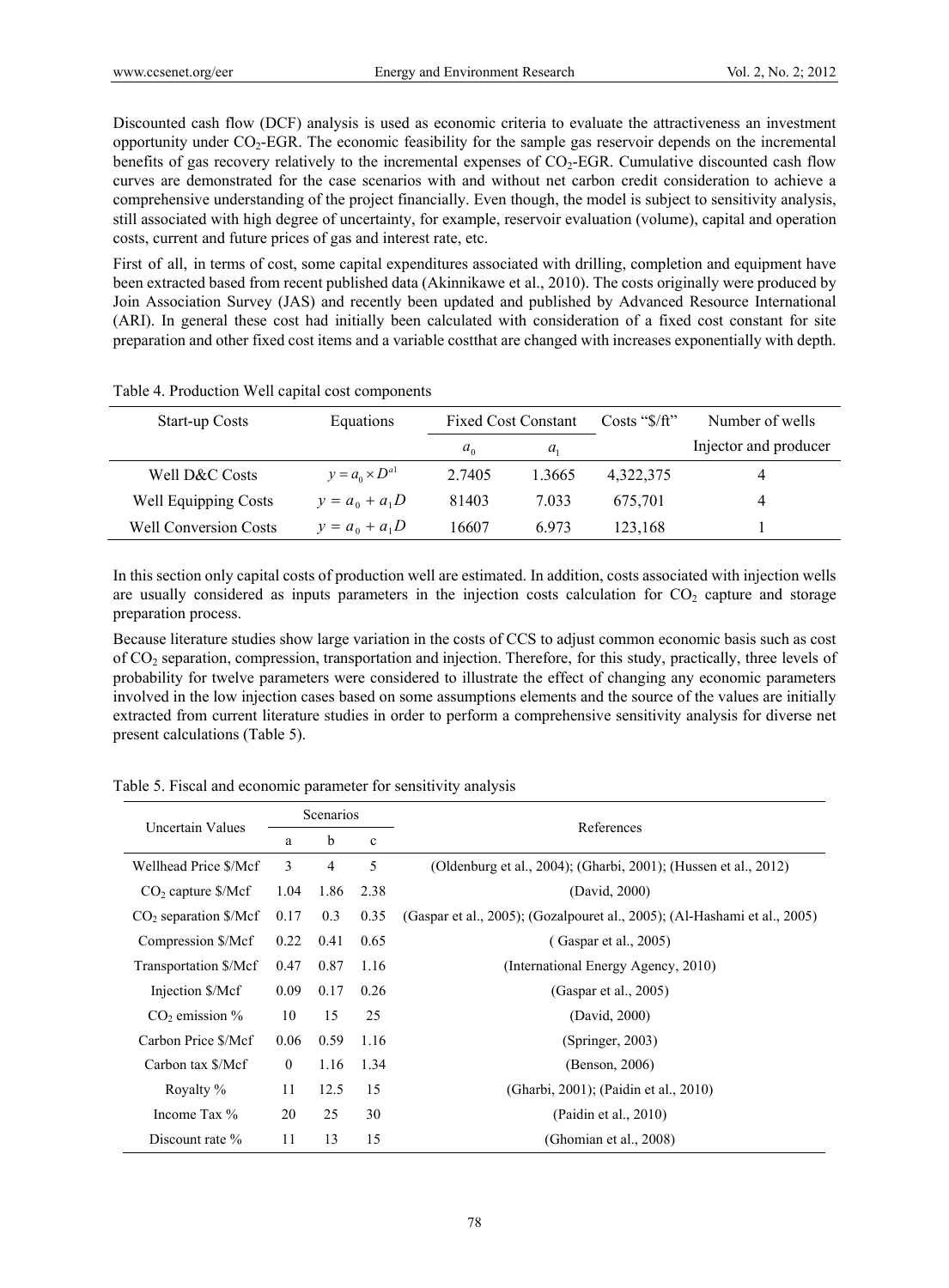Discounted cash flow (DCF) analysis is used as economic criteria to evaluate the attractiveness an investment opportunity under $CO_2$-EGR. The economic feasibility for the sample gas reservoir depends on the incremental benefits of gas recovery relatively to the incremental expenses of $CO_2$-EGR. Cumulative discounted cash flow curves are demonstrated for the case scenarios with and without net carbon credit consideration to achieve a comprehensive understanding of the project financially. Even though, the model is subject to sensitivity analysis, still associated with high degree of uncertainty, for example, reservoir evaluation (volume), capital and operation costs, current and future prices of gas and interest rate, etc.

First of all, in terms of cost, some capital expenditures associated with drilling, completion and equipment have been extracted based from recent published data (Akinnikawe et al., 2010). The costs originally were produced by Join Association Survey (JAS) and recently been updated and published by Advanced Resource International (ARI). In general these cost had initially been calculated with consideration of a fixed cost constant for site preparation and other fixed cost items and a variable costthat are changed with increases exponentially with depth.

Table 4. Production Well capital cost components

| Start-up Costs | Equations | Fixed Cost Constant | | Costs "\$/ft" | Number of wells |
|---|---|---|---|---|---|
| | | $a_0$ | $a_1$ | | Injector and producer |
| Well D&C Costs | $y = a_0 \times D^{a1}$ | 2.7405 | 1.3665 | 4,322,375 | 4 |
| Well Equipping Costs | $y = a_0 + a_1 D$ | 81403 | 7.033 | 675,701 | 4 |
| Well Conversion Costs | $y = a_0 + a_1 D$ | 16607 | 6.973 | 123,168 | 1 |

In this section only capital costs of production well are estimated. In addition, costs associated with injection wells are usually considered as inputs parameters in the injection costs calculation for $CO_2$ capture and storage preparation process.

Because literature studies show large variation in the costs of CCS to adjust common economic basis such as cost of $CO_2$ separation, compression, transportation and injection. Therefore, for this study, practically, three levels of probability for twelve parameters were considered to illustrate the effect of changing any economic parameters involved in the low injection cases based on some assumptions elements and the source of the values are initially extracted from current literature studies in order to perform a comprehensive sensitivity analysis for diverse net present calculations (Table 5).

Table 5. Fiscal and economic parameter for sensitivity analysis

| Uncertain Values | Scenarios | | | References |
|---|---|---|---|---|
| | a | b | c | |
| Wellhead Price \$/Mcf | 3 | 4 | 5 | (Oldenburg et al., 2004); (Gharbi, 2001); (Hussen et al., 2012) |
| $CO_2$ capture \$/Mcf | 1.04 | 1.86 | 2.38 | (David, 2000) |
| $CO_2$ separation \$/Mcf | 0.17 | 0.3 | 0.35 | (Gaspar et al., 2005); (Gozalpouret al., 2005); (Al-Hashami et al., 2005) |
| Compression \$/Mcf | 0.22 | 0.41 | 0.65 | ( Gaspar et al., 2005) |
| Transportation \$/Mcf | 0.47 | 0.87 | 1.16 | (International Energy Agency, 2010) |
| Injection \$/Mcf | 0.09 | 0.17 | 0.26 | (Gaspar et al., 2005) |
| $CO_2$ emission % | 10 | 15 | 25 | (David, 2000) |
| Carbon Price \$/Mcf | 0.06 | 0.59 | 1.16 | (Springer, 2003) |
| Carbon tax \$/Mcf | 0 | 1.16 | 1.34 | (Benson, 2006) |
| Royalty % | 11 | 12.5 | 15 | (Gharbi, 2001); (Paidin et al., 2010) |
| Income Tax % | 20 | 25 | 30 | (Paidin et al., 2010) |
| Discount rate % | 11 | 13 | 15 | (Ghomian et al., 2008) |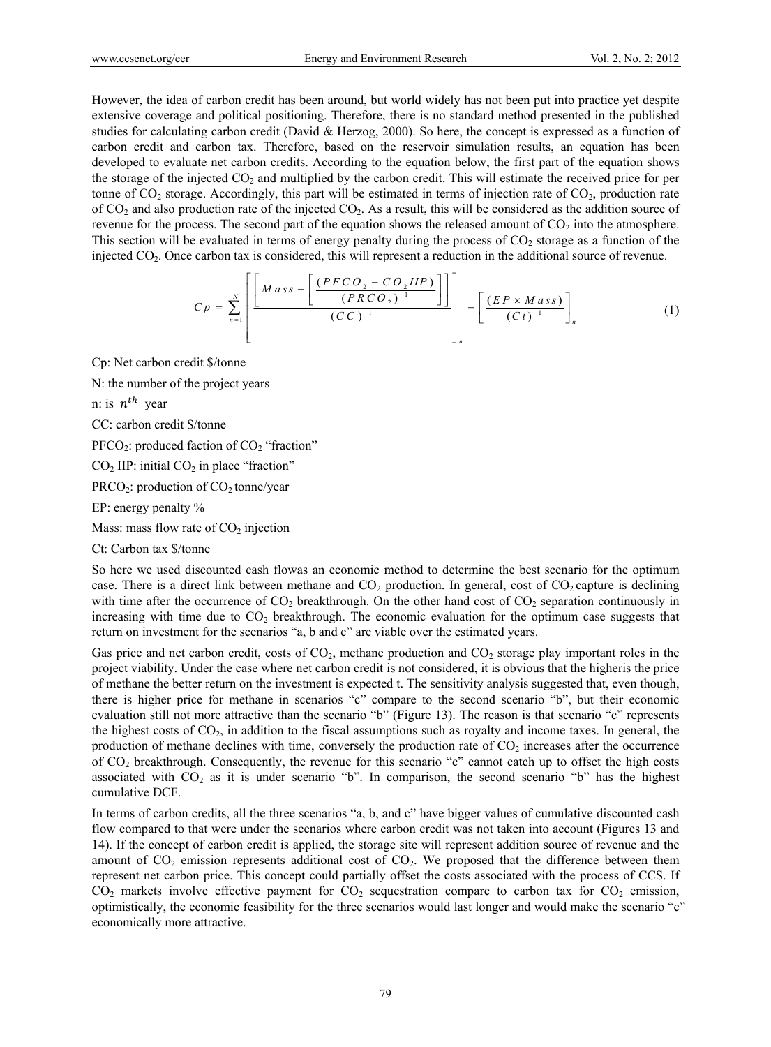However, the idea of carbon credit has been around, but world widely has not been put into practice yet despite extensive coverage and political positioning. Therefore, there is no standard method presented in the published studies for calculating carbon credit (David & Herzog, 2000). So here, the concept is expressed as a function of carbon credit and carbon tax. Therefore, based on the reservoir simulation results, an equation has been developed to evaluate net carbon credits. According to the equation below, the first part of the equation shows the storage of the injected $CO_2$ and multiplied by the carbon credit. This will estimate the received price for per tonne of $CO_2$ storage. Accordingly, this part will be estimated in terms of injection rate of $CO_2$, production rate of $CO_2$ and also production rate of the injected $CO_2$. As a result, this will be considered as the addition source of revenue for the process. The second part of the equation shows the released amount of $CO_2$ into the atmosphere. This section will be evaluated in terms of energy penalty during the process of $CO_2$ storage as a function of the injected $CO_2$. Once carbon tax is considered, this will represent a reduction in the additional source of revenue.

$$Cp = \sum_{n=1}^{N} \left[ \frac{\left[ Mass - \left[ \frac{(PFCO_2 - CO_2 IIP)}{(PRCO_2)^{-1}} \right] \right]}{(CC)^{-1}} \right]_n - \left[ \frac{(EP \times Mass)}{(Ct)^{-1}} \right]_n \tag{1}$$

Cp: Net carbon credit \$/tonne

N: the number of the project years

n: is $n^{th}$ year

CC: carbon credit \$/tonne

$PFCO_2$: produced faction of $CO_2$ "fraction"

$CO_2$ IIP: initial $CO_2$ in place "fraction"

$PRCO_2$: production of $CO_2$ tonne/year

EP: energy penalty %

Mass: mass flow rate of $CO_2$ injection

Ct: Carbon tax \$/tonne

So here we used discounted cash flowas an economic method to determine the best scenario for the optimum case. There is a direct link between methane and $CO_2$ production. In general, cost of $CO_2$ capture is declining with time after the occurrence of $CO_2$ breakthrough. On the other hand cost of $CO_2$ separation continuously in increasing with time due to $CO_2$ breakthrough. The economic evaluation for the optimum case suggests that return on investment for the scenarios "a, b and c" are viable over the estimated years.

Gas price and net carbon credit, costs of $CO_2$, methane production and $CO_2$ storage play important roles in the project viability. Under the case where net carbon credit is not considered, it is obvious that the higheris the price of methane the better return on the investment is expected t. The sensitivity analysis suggested that, even though, there is higher price for methane in scenarios "c" compare to the second scenario "b", but their economic evaluation still not more attractive than the scenario "b" (Figure 13). The reason is that scenario "c" represents the highest costs of $CO_2$, in addition to the fiscal assumptions such as royalty and income taxes. In general, the production of methane declines with time, conversely the production rate of $CO_2$ increases after the occurrence of $CO_2$ breakthrough. Consequently, the revenue for this scenario "c" cannot catch up to offset the high costs associated with $CO_2$ as it is under scenario "b". In comparison, the second scenario "b" has the highest cumulative DCF.

In terms of carbon credits, all the three scenarios "a, b, and c" have bigger values of cumulative discounted cash flow compared to that were under the scenarios where carbon credit was not taken into account (Figures 13 and 14). If the concept of carbon credit is applied, the storage site will represent addition source of revenue and the amount of $CO_2$ emission represents additional cost of $CO_2$. We proposed that the difference between them represent net carbon price. This concept could partially offset the costs associated with the process of CCS. If $CO_2$ markets involve effective payment for $CO_2$ sequestration compare to carbon tax for $CO_2$ emission, optimistically, the economic feasibility for the three scenarios would last longer and would make the scenario "c" economically more attractive.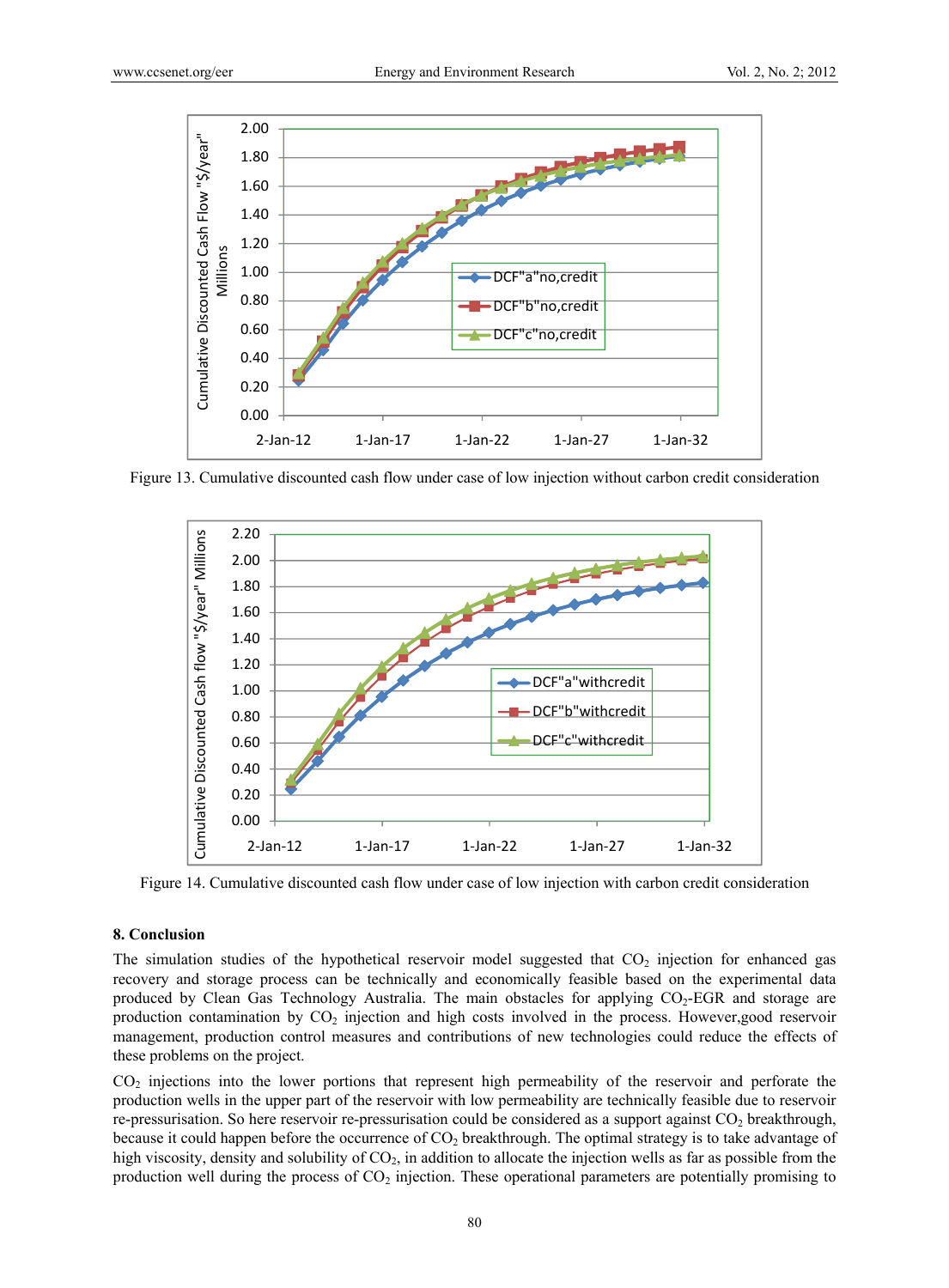Figure 13. Cumulative discounted cash flow under case of low injection without carbon credit consideration

Figure 14. Cumulative discounted cash flow under case of low injection with carbon credit consideration

## 8. Conclusion

The simulation studies of the hypothetical reservoir model suggested that $CO_2$ injection for enhanced gas recovery and storage process can be technically and economically feasible based on the experimental data produced by Clean Gas Technology Australia. The main obstacles for applying $CO_2$-EGR and storage are production contamination by $CO_2$ injection and high costs involved in the process. However,good reservoir management, production control measures and contributions of new technologies could reduce the effects of these problems on the project.

$CO_2$ injections into the lower portions that represent high permeability of the reservoir and perforate the production wells in the upper part of the reservoir with low permeability are technically feasible due to reservoir re-pressurisation. So here reservoir re-pressurisation could be considered as a support against $CO_2$ breakthrough, because it could happen before the occurrence of $CO_2$ breakthrough. The optimal strategy is to take advantage of high viscosity, density and solubility of $CO_2$, in addition to allocate the injection wells as far as possible from the production well during the process of $CO_2$ injection. These operational parameters are potentially promising to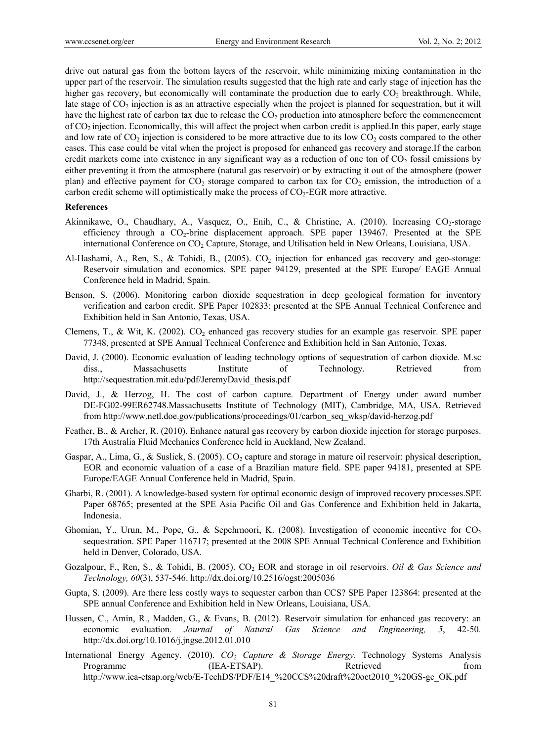drive out natural gas from the bottom layers of the reservoir, while minimizing mixing contamination in the upper part of the reservoir. The simulation results suggested that the high rate and early stage of injection has the higher gas recovery, but economically will contaminate the production due to early $CO_2$ breakthrough. While, late stage of $CO_2$ injection is as an attractive especially when the project is planned for sequestration, but it will have the highest rate of carbon tax due to release the $CO_2$ production into atmosphere before the commencement of $CO_2$ injection. Economically, this will affect the project when carbon credit is applied.In this paper, early stage and low rate of $CO_2$ injection is considered to be more attractive due to its low $CO_2$ costs compared to the other cases. This case could be vital when the project is proposed for enhanced gas recovery and storage.If the carbon credit markets come into existence in any significant way as a reduction of one ton of $CO_2$ fossil emissions by either preventing it from the atmosphere (natural gas reservoir) or by extracting it out of the atmosphere (power plan) and effective payment for $CO_2$ storage compared to carbon tax for $CO_2$ emission, the introduction of a carbon credit scheme will optimistically make the process of $CO_2$-EGR more attractive.

**References**

Akinnikawe, O., Chaudhary, A., Vasquez, O., Enih, C., & Christine, A. (2010). Increasing $CO_2$-storage efficiency through a $CO_2$-brine displacement approach. SPE paper 139467. Presented at the SPE international Conference on $CO_2$ Capture, Storage, and Utilisation held in New Orleans, Louisiana, USA.

Al-Hashami, A., Ren, S., & Tohidi, B., (2005). $CO_2$ injection for enhanced gas recovery and geo-storage: Reservoir simulation and economics. SPE paper 94129, presented at the SPE Europe/ EAGE Annual Conference held in Madrid, Spain.

Benson, S. (2006). Monitoring carbon dioxide sequestration in deep geological formation for inventory verification and carbon credit. SPE Paper 102833: presented at the SPE Annual Technical Conference and Exhibition held in San Antonio, Texas, USA.

Clemens, T., & Wit, K. (2002). $CO_2$ enhanced gas recovery studies for an example gas reservoir. SPE paper 77348, presented at SPE Annual Technical Conference and Exhibition held in San Antonio, Texas.

David, J. (2000). Economic evaluation of leading technology options of sequestration of carbon dioxide. M.sc diss., Massachusetts Institute of Technology. Retrieved from http://sequestration.mit.edu/pdf/JeremyDavid_thesis.pdf

David, J., & Herzog, H. The cost of carbon capture. Department of Energy under award number DE-FG02-99ER62748.Massachusetts Institute of Technology (MIT), Cambridge, MA, USA. Retrieved from http://www.netl.doe.gov/publications/proceedings/01/carbon_seq_wksp/david-herzog.pdf

Feather, B., & Archer, R. (2010). Enhance natural gas recovery by carbon dioxide injection for storage purposes. 17th Australia Fluid Mechanics Conference held in Auckland, New Zealand.

Gaspar, A., Lima, G., & Suslick, S. (2005). $CO_2$ capture and storage in mature oil reservoir: physical description, EOR and economic valuation of a case of a Brazilian mature field. SPE paper 94181, presented at SPE Europe/EAGE Annual Conference held in Madrid, Spain.

Gharbi, R. (2001). A knowledge-based system for optimal economic design of improved recovery processes.SPE Paper 68765; presented at the SPE Asia Pacific Oil and Gas Conference and Exhibition held in Jakarta, Indonesia.

Ghomian, Y., Urun, M., Pope, G., & Sepehrnoori, K. (2008). Investigation of economic incentive for $CO_2$ sequestration. SPE Paper 116717; presented at the 2008 SPE Annual Technical Conference and Exhibition held in Denver, Colorado, USA.

Gozalpour, F., Ren, S., & Tohidi, B. (2005). $CO_2$ EOR and storage in oil reservoirs. *Oil & Gas Science and Technology, 60*(3), 537-546. http://dx.doi.org/10.2516/ogst:2005036

Gupta, S. (2009). Are there less costly ways to sequester carbon than CCS? SPE Paper 123864: presented at the SPE annual Conference and Exhibition held in New Orleans, Louisiana, USA.

Hussen, C., Amin, R., Madden, G., & Evans, B. (2012). Reservoir simulation for enhanced gas recovery: an economic evaluation. *Journal of Natural Gas Science and Engineering, 5*, 42-50. http://dx.doi.org/10.1016/j.jngse.2012.01.010

International Energy Agency. (2010). *$CO_2$ Capture & Storage Energy*. Technology Systems Analysis Programme (IEA-ETSAP). Retrieved from http://www.iea-etsap.org/web/E-TechDS/PDF/E14_%20CCS%20draft%20oct2010_%20GS-gc_OK.pdf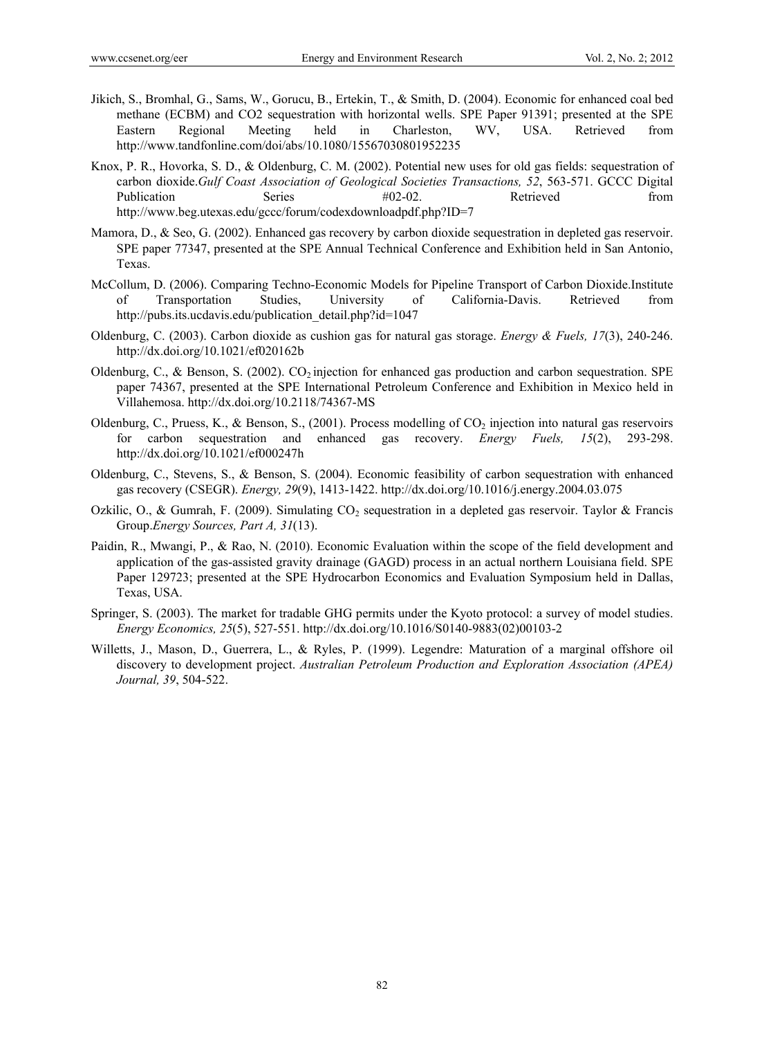Jikich, S., Bromhal, G., Sams, W., Gorucu, B., Ertekin, T., & Smith, D. (2004). Economic for enhanced coal bed methane (ECBM) and CO2 sequestration with horizontal wells. SPE Paper 91391; presented at the SPE Eastern Regional Meeting held in Charleston, WV, USA. Retrieved from http://www.tandfonline.com/doi/abs/10.1080/15567030801952235

Knox, P. R., Hovorka, S. D., & Oldenburg, C. M. (2002). Potential new uses for old gas fields: sequestration of carbon dioxide.*Gulf Coast Association of Geological Societies Transactions, 52*, 563-571. GCCC Digital Publication Series #02-02. Retrieved from http://www.beg.utexas.edu/gccc/forum/codexdownloadpdf.php?ID=7

Mamora, D., & Seo, G. (2002). Enhanced gas recovery by carbon dioxide sequestration in depleted gas reservoir. SPE paper 77347, presented at the SPE Annual Technical Conference and Exhibition held in San Antonio, Texas.

McCollum, D. (2006). Comparing Techno-Economic Models for Pipeline Transport of Carbon Dioxide.Institute of Transportation Studies, University of California-Davis. Retrieved from http://pubs.its.ucdavis.edu/publication_detail.php?id=1047

Oldenburg, C. (2003). Carbon dioxide as cushion gas for natural gas storage. *Energy & Fuels, 17*(3), 240-246. http://dx.doi.org/10.1021/ef020162b

Oldenburg, C., & Benson, S. (2002). $CO_2$ injection for enhanced gas production and carbon sequestration. SPE paper 74367, presented at the SPE International Petroleum Conference and Exhibition in Mexico held in Villahemosa. http://dx.doi.org/10.2118/74367-MS

Oldenburg, C., Pruess, K., & Benson, S., (2001). Process modelling of $CO_2$ injection into natural gas reservoirs for carbon sequestration and enhanced gas recovery. *Energy Fuels, 15*(2), 293-298. http://dx.doi.org/10.1021/ef000247h

Oldenburg, C., Stevens, S., & Benson, S. (2004). Economic feasibility of carbon sequestration with enhanced gas recovery (CSEGR). *Energy, 29*(9), 1413-1422. http://dx.doi.org/10.1016/j.energy.2004.03.075

Ozkilic, O., & Gumrah, F. (2009). Simulating $CO_2$ sequestration in a depleted gas reservoir. Taylor & Francis Group.*Energy Sources, Part A, 31*(13).

Paidin, R., Mwangi, P., & Rao, N. (2010). Economic Evaluation within the scope of the field development and application of the gas-assisted gravity drainage (GAGD) process in an actual northern Louisiana field. SPE Paper 129723; presented at the SPE Hydrocarbon Economics and Evaluation Symposium held in Dallas, Texas, USA.

Springer, S. (2003). The market for tradable GHG permits under the Kyoto protocol: a survey of model studies. *Energy Economics, 25*(5), 527-551. http://dx.doi.org/10.1016/S0140-9883(02)00103-2

Willetts, J., Mason, D., Guerrera, L., & Ryles, P. (1999). Legendre: Maturation of a marginal offshore oil discovery to development project. *Australian Petroleum Production and Exploration Association (APEA) Journal, 39*, 504-522.